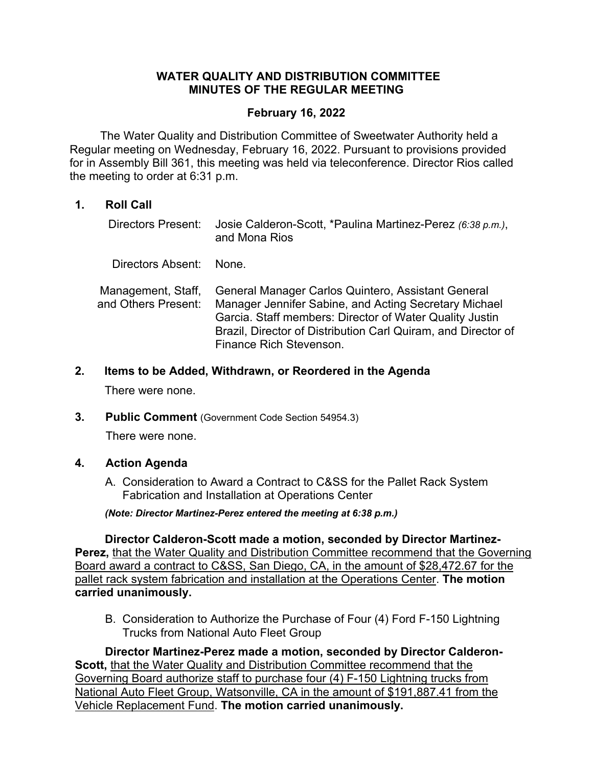# WATER QUALITY AND DISTRIBUTION COMMITTEE
# MINUTES OF THE REGULAR MEETING

## February 16, 2022

The Water Quality and Distribution Committee of Sweetwater Authority held a Regular meeting on Wednesday, February 16, 2022. Pursuant to provisions provided for in Assembly Bill 361, this meeting was held via teleconference. Director Rios called the meeting to order at 6:31 p.m.

### 1. Roll Call

| | |
|---|---|
| Directors Present: | Josie Calderon-Scott, *Paulina Martinez-Perez *(6:38 p.m.)*, and Mona Rios |
| Directors Absent: | None. |
| Management, Staff, and Others Present: | General Manager Carlos Quintero, Assistant General Manager Jennifer Sabine, and Acting Secretary Michael Garcia. Staff members: Director of Water Quality Justin Brazil, Director of Distribution Carl Quiram, and Director of Finance Rich Stevenson. |

### 2. Items to be Added, Withdrawn, or Reordered in the Agenda

There were none.

### 3. Public Comment (Government Code Section 54954.3)

There were none.

### 4. Action Agenda

A. Consideration to Award a Contract to C&SS for the Pallet Rack System Fabrication and Installation at Operations Center

***(Note: Director Martinez-Perez entered the meeting at 6:38 p.m.)***

**Director Calderon-Scott made a motion, seconded by Director Martinez-Perez,** that the Water Quality and Distribution Committee recommend that the Governing Board award a contract to C&SS, San Diego, CA, in the amount of $28,472.67 for the pallet rack system fabrication and installation at the Operations Center. **The motion carried unanimously.**

B. Consideration to Authorize the Purchase of Four (4) Ford F-150 Lightning Trucks from National Auto Fleet Group

**Director Martinez-Perez made a motion, seconded by Director Calderon-Scott,** that the Water Quality and Distribution Committee recommend that the Governing Board authorize staff to purchase four (4) F-150 Lightning trucks from National Auto Fleet Group, Watsonville, CA in the amount of $191,887.41 from the Vehicle Replacement Fund. **The motion carried unanimously.**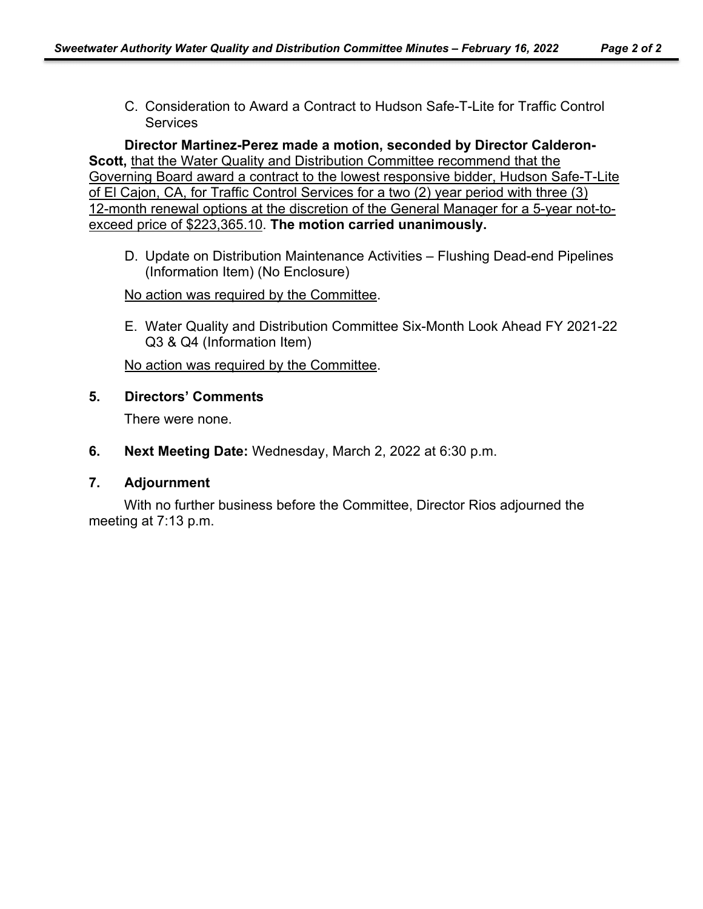C. Consideration to Award a Contract to Hudson Safe-T-Lite for Traffic Control Services

**Director Martinez-Perez made a motion, seconded by Director Calderon-Scott,** <u>that the Water Quality and Distribution Committee recommend that the Governing Board award a contract to the lowest responsive bidder, Hudson Safe-T-Lite of El Cajon, CA, for Traffic Control Services for a two (2) year period with three (3) 12-month renewal options at the discretion of the General Manager for a 5-year not-to-exceed price of $223,365.10</u>. **The motion carried unanimously.**

D. Update on Distribution Maintenance Activities – Flushing Dead-end Pipelines (Information Item) (No Enclosure)

<u>No action was required by the Committee</u>.

E. Water Quality and Distribution Committee Six-Month Look Ahead FY 2021-22 Q3 & Q4 (Information Item)

<u>No action was required by the Committee</u>.

**5. Directors' Comments**

There were none.

**6. Next Meeting Date:** Wednesday, March 2, 2022 at 6:30 p.m.

**7. Adjournment**

With no further business before the Committee, Director Rios adjourned the meeting at 7:13 p.m.